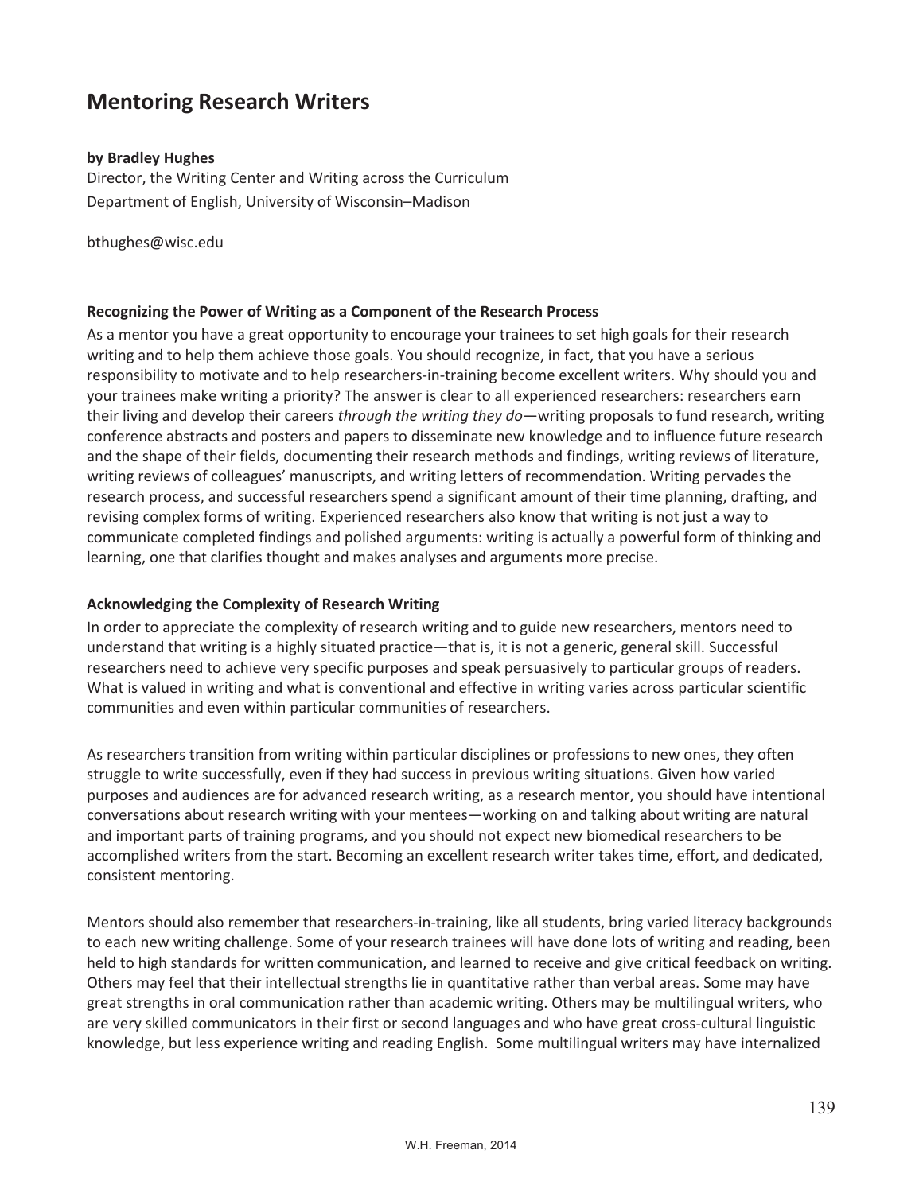# Mentoring Research Writers

**by Bradley Hughes**
Director, the Writing Center and Writing across the Curriculum
Department of English, University of Wisconsin–Madison

bthughes@wisc.edu

### Recognizing the Power of Writing as a Component of the Research Process

As a mentor you have a great opportunity to encourage your trainees to set high goals for their research writing and to help them achieve those goals. You should recognize, in fact, that you have a serious responsibility to motivate and to help researchers-in-training become excellent writers. Why should you and your trainees make writing a priority? The answer is clear to all experienced researchers: researchers earn their living and develop their careers *through the writing they do*—writing proposals to fund research, writing conference abstracts and posters and papers to disseminate new knowledge and to influence future research and the shape of their fields, documenting their research methods and findings, writing reviews of literature, writing reviews of colleagues' manuscripts, and writing letters of recommendation. Writing pervades the research process, and successful researchers spend a significant amount of their time planning, drafting, and revising complex forms of writing. Experienced researchers also know that writing is not just a way to communicate completed findings and polished arguments: writing is actually a powerful form of thinking and learning, one that clarifies thought and makes analyses and arguments more precise.

### Acknowledging the Complexity of Research Writing

In order to appreciate the complexity of research writing and to guide new researchers, mentors need to understand that writing is a highly situated practice—that is, it is not a generic, general skill. Successful researchers need to achieve very specific purposes and speak persuasively to particular groups of readers. What is valued in writing and what is conventional and effective in writing varies across particular scientific communities and even within particular communities of researchers.

As researchers transition from writing within particular disciplines or professions to new ones, they often struggle to write successfully, even if they had success in previous writing situations. Given how varied purposes and audiences are for advanced research writing, as a research mentor, you should have intentional conversations about research writing with your mentees—working on and talking about writing are natural and important parts of training programs, and you should not expect new biomedical researchers to be accomplished writers from the start. Becoming an excellent research writer takes time, effort, and dedicated, consistent mentoring.

Mentors should also remember that researchers-in-training, like all students, bring varied literacy backgrounds to each new writing challenge. Some of your research trainees will have done lots of writing and reading, been held to high standards for written communication, and learned to receive and give critical feedback on writing. Others may feel that their intellectual strengths lie in quantitative rather than verbal areas. Some may have great strengths in oral communication rather than academic writing. Others may be multilingual writers, who are very skilled communicators in their first or second languages and who have great cross-cultural linguistic knowledge, but less experience writing and reading English. Some multilingual writers may have internalized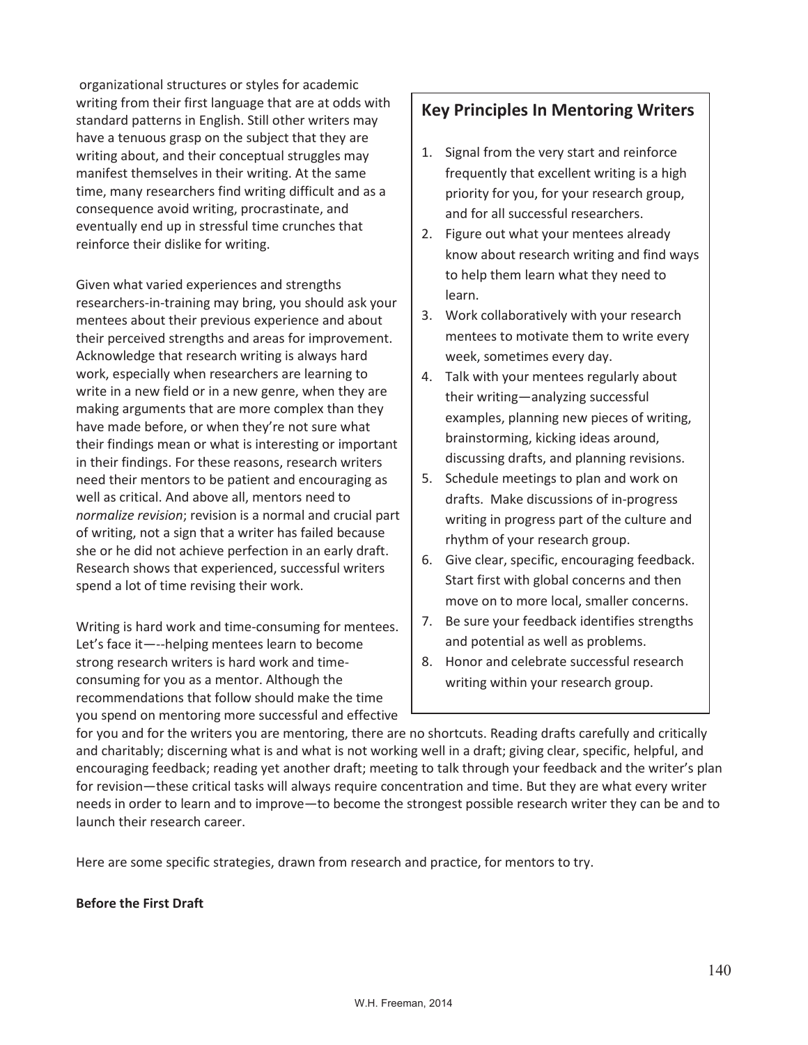organizational structures or styles for academic writing from their first language that are at odds with standard patterns in English. Still other writers may have a tenuous grasp on the subject that they are writing about, and their conceptual struggles may manifest themselves in their writing. At the same time, many researchers find writing difficult and as a consequence avoid writing, procrastinate, and eventually end up in stressful time crunches that reinforce their dislike for writing.

Given what varied experiences and strengths researchers-in-training may bring, you should ask your mentees about their previous experience and about their perceived strengths and areas for improvement. Acknowledge that research writing is always hard work, especially when researchers are learning to write in a new field or in a new genre, when they are making arguments that are more complex than they have made before, or when they're not sure what their findings mean or what is interesting or important in their findings. For these reasons, research writers need their mentors to be patient and encouraging as well as critical. And above all, mentors need to *normalize revision*; revision is a normal and crucial part of writing, not a sign that a writer has failed because she or he did not achieve perfection in an early draft. Research shows that experienced, successful writers spend a lot of time revising their work.

Writing is hard work and time-consuming for mentees. Let's face it—--helping mentees learn to become strong research writers is hard work and time-consuming for you as a mentor. Although the recommendations that follow should make the time you spend on mentoring more successful and effective for you and for the writers you are mentoring, there are no shortcuts. Reading drafts carefully and critically and charitably; discerning what is and what is not working well in a draft; giving clear, specific, helpful, and encouraging feedback; reading yet another draft; meeting to talk through your feedback and the writer's plan for revision—these critical tasks will always require concentration and time. But they are what every writer needs in order to learn and to improve—to become the strongest possible research writer they can be and to launch their research career.

## Key Principles In Mentoring Writers

1. Signal from the very start and reinforce frequently that excellent writing is a high priority for you, for your research group, and for all successful researchers.
2. Figure out what your mentees already know about research writing and find ways to help them learn what they need to learn.
3. Work collaboratively with your research mentees to motivate them to write every week, sometimes every day.
4. Talk with your mentees regularly about their writing—analyzing successful examples, planning new pieces of writing, brainstorming, kicking ideas around, discussing drafts, and planning revisions.
5. Schedule meetings to plan and work on drafts. Make discussions of in-progress writing in progress part of the culture and rhythm of your research group.
6. Give clear, specific, encouraging feedback. Start first with global concerns and then move on to more local, smaller concerns.
7. Be sure your feedback identifies strengths and potential as well as problems.
8. Honor and celebrate successful research writing within your research group.

Here are some specific strategies, drawn from research and practice, for mentors to try.

**Before the First Draft**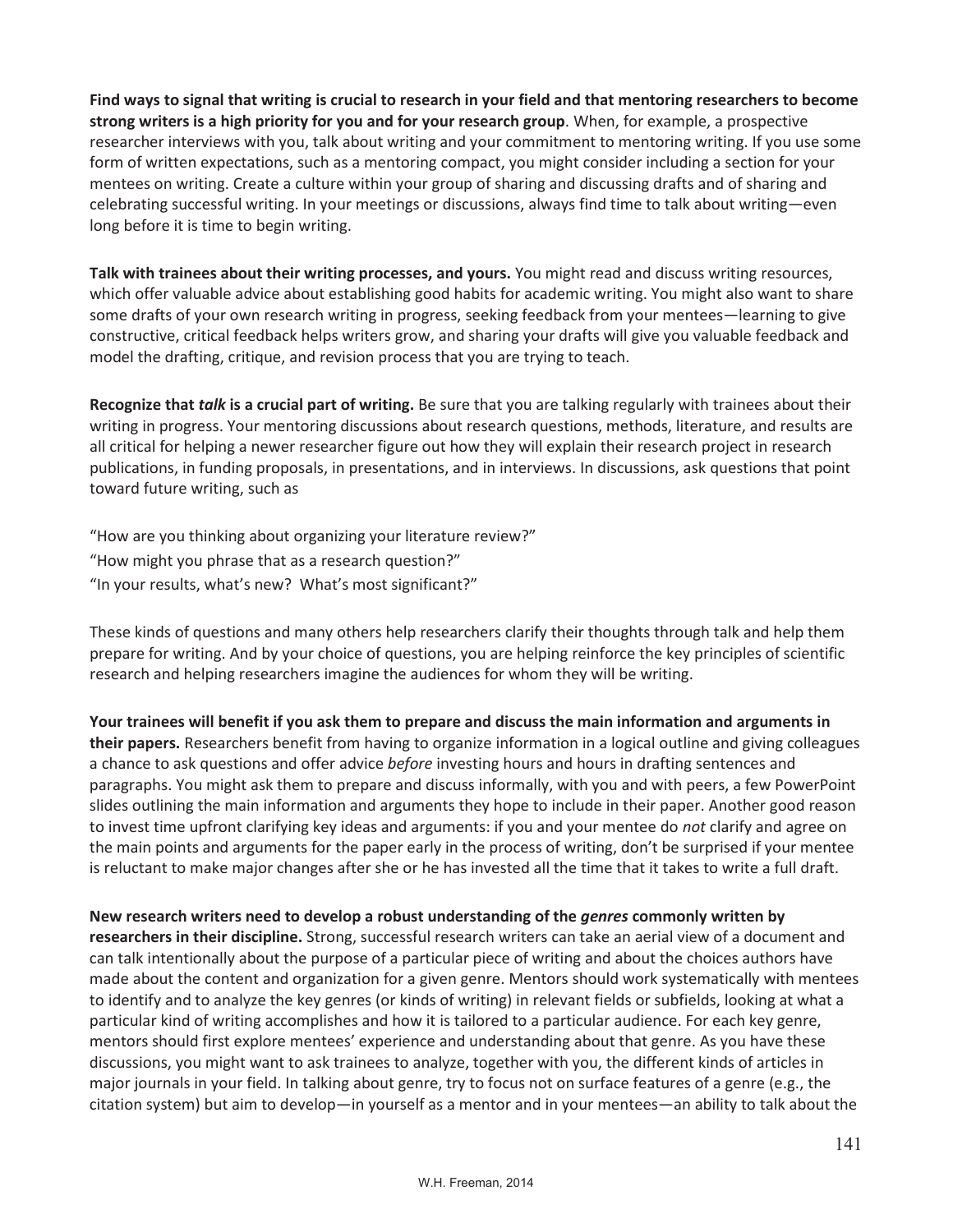**Find ways to signal that writing is crucial to research in your field and that mentoring researchers to become strong writers is a high priority for you and for your research group**. When, for example, a prospective researcher interviews with you, talk about writing and your commitment to mentoring writing. If you use some form of written expectations, such as a mentoring compact, you might consider including a section for your mentees on writing. Create a culture within your group of sharing and discussing drafts and of sharing and celebrating successful writing. In your meetings or discussions, always find time to talk about writing—even long before it is time to begin writing.

**Talk with trainees about their writing processes, and yours.** You might read and discuss writing resources, which offer valuable advice about establishing good habits for academic writing. You might also want to share some drafts of your own research writing in progress, seeking feedback from your mentees—learning to give constructive, critical feedback helps writers grow, and sharing your drafts will give you valuable feedback and model the drafting, critique, and revision process that you are trying to teach.

**Recognize that *talk* is a crucial part of writing.** Be sure that you are talking regularly with trainees about their writing in progress. Your mentoring discussions about research questions, methods, literature, and results are all critical for helping a newer researcher figure out how they will explain their research project in research publications, in funding proposals, in presentations, and in interviews. In discussions, ask questions that point toward future writing, such as

"How are you thinking about organizing your literature review?"
"How might you phrase that as a research question?"
"In your results, what's new? What's most significant?"

These kinds of questions and many others help researchers clarify their thoughts through talk and help them prepare for writing. And by your choice of questions, you are helping reinforce the key principles of scientific research and helping researchers imagine the audiences for whom they will be writing.

**Your trainees will benefit if you ask them to prepare and discuss the main information and arguments in their papers.** Researchers benefit from having to organize information in a logical outline and giving colleagues a chance to ask questions and offer advice *before* investing hours and hours in drafting sentences and paragraphs. You might ask them to prepare and discuss informally, with you and with peers, a few PowerPoint slides outlining the main information and arguments they hope to include in their paper. Another good reason to invest time upfront clarifying key ideas and arguments: if you and your mentee do *not* clarify and agree on the main points and arguments for the paper early in the process of writing, don't be surprised if your mentee is reluctant to make major changes after she or he has invested all the time that it takes to write a full draft.

**New research writers need to develop a robust understanding of the *genres* commonly written by researchers in their discipline.** Strong, successful research writers can take an aerial view of a document and can talk intentionally about the purpose of a particular piece of writing and about the choices authors have made about the content and organization for a given genre. Mentors should work systematically with mentees to identify and to analyze the key genres (or kinds of writing) in relevant fields or subfields, looking at what a particular kind of writing accomplishes and how it is tailored to a particular audience. For each key genre, mentors should first explore mentees' experience and understanding about that genre. As you have these discussions, you might want to ask trainees to analyze, together with you, the different kinds of articles in major journals in your field. In talking about genre, try to focus not on surface features of a genre (e.g., the citation system) but aim to develop—in yourself as a mentor and in your mentees—an ability to talk about the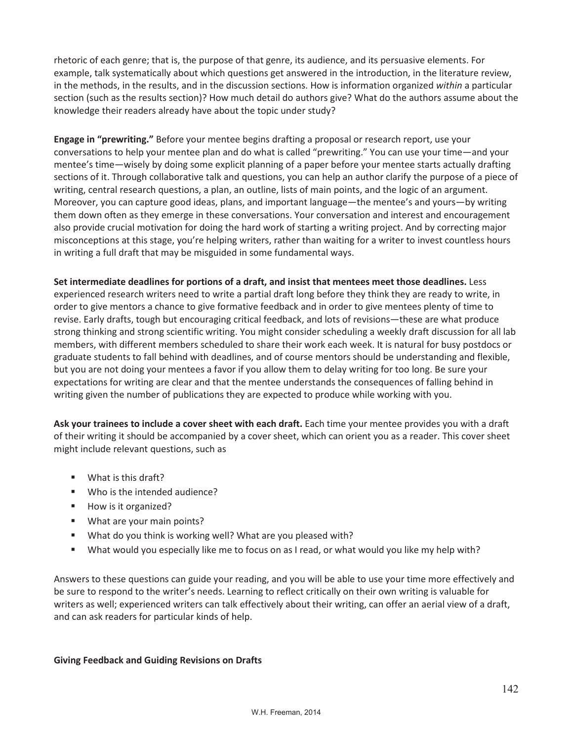rhetoric of each genre; that is, the purpose of that genre, its audience, and its persuasive elements. For example, talk systematically about which questions get answered in the introduction, in the literature review, in the methods, in the results, and in the discussion sections. How is information organized *within* a particular section (such as the results section)? How much detail do authors give? What do the authors assume about the knowledge their readers already have about the topic under study?

**Engage in "prewriting."** Before your mentee begins drafting a proposal or research report, use your conversations to help your mentee plan and do what is called "prewriting." You can use your time—and your mentee's time—wisely by doing some explicit planning of a paper before your mentee starts actually drafting sections of it. Through collaborative talk and questions, you can help an author clarify the purpose of a piece of writing, central research questions, a plan, an outline, lists of main points, and the logic of an argument. Moreover, you can capture good ideas, plans, and important language—the mentee's and yours—by writing them down often as they emerge in these conversations. Your conversation and interest and encouragement also provide crucial motivation for doing the hard work of starting a writing project. And by correcting major misconceptions at this stage, you're helping writers, rather than waiting for a writer to invest countless hours in writing a full draft that may be misguided in some fundamental ways.

**Set intermediate deadlines for portions of a draft, and insist that mentees meet those deadlines.** Less experienced research writers need to write a partial draft long before they think they are ready to write, in order to give mentors a chance to give formative feedback and in order to give mentees plenty of time to revise. Early drafts, tough but encouraging critical feedback, and lots of revisions—these are what produce strong thinking and strong scientific writing. You might consider scheduling a weekly draft discussion for all lab members, with different members scheduled to share their work each week. It is natural for busy postdocs or graduate students to fall behind with deadlines, and of course mentors should be understanding and flexible, but you are not doing your mentees a favor if you allow them to delay writing for too long. Be sure your expectations for writing are clear and that the mentee understands the consequences of falling behind in writing given the number of publications they are expected to produce while working with you.

**Ask your trainees to include a cover sheet with each draft.** Each time your mentee provides you with a draft of their writing it should be accompanied by a cover sheet, which can orient you as a reader. This cover sheet might include relevant questions, such as

- What is this draft?
- Who is the intended audience?
- How is it organized?
- What are your main points?
- What do you think is working well? What are you pleased with?
- What would you especially like me to focus on as I read, or what would you like my help with?

Answers to these questions can guide your reading, and you will be able to use your time more effectively and be sure to respond to the writer's needs. Learning to reflect critically on their own writing is valuable for writers as well; experienced writers can talk effectively about their writing, can offer an aerial view of a draft, and can ask readers for particular kinds of help.

**Giving Feedback and Guiding Revisions on Drafts**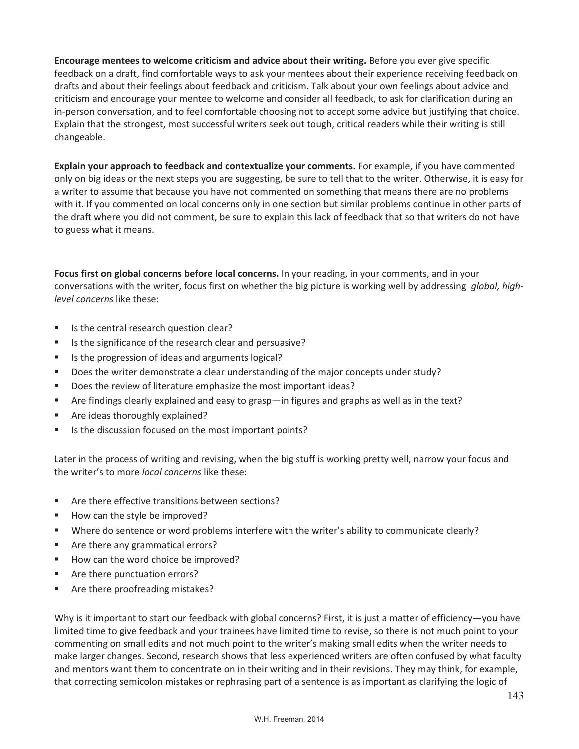**Encourage mentees to welcome criticism and advice about their writing.** Before you ever give specific feedback on a draft, find comfortable ways to ask your mentees about their experience receiving feedback on drafts and about their feelings about feedback and criticism. Talk about your own feelings about advice and criticism and encourage your mentee to welcome and consider all feedback, to ask for clarification during an in-person conversation, and to feel comfortable choosing not to accept some advice but justifying that choice. Explain that the strongest, most successful writers seek out tough, critical readers while their writing is still changeable.

**Explain your approach to feedback and contextualize your comments.** For example, if you have commented only on big ideas or the next steps you are suggesting, be sure to tell that to the writer. Otherwise, it is easy for a writer to assume that because you have not commented on something that means there are no problems with it. If you commented on local concerns only in one section but similar problems continue in other parts of the draft where you did not comment, be sure to explain this lack of feedback that so that writers do not have to guess what it means.

**Focus first on global concerns before local concerns.** In your reading, in your comments, and in your conversations with the writer, focus first on whether the big picture is working well by addressing *global, high-level concerns* like these:

- Is the central research question clear?
- Is the significance of the research clear and persuasive?
- Is the progression of ideas and arguments logical?
- Does the writer demonstrate a clear understanding of the major concepts under study?
- Does the review of literature emphasize the most important ideas?
- Are findings clearly explained and easy to grasp—in figures and graphs as well as in the text?
- Are ideas thoroughly explained?
- Is the discussion focused on the most important points?

Later in the process of writing and revising, when the big stuff is working pretty well, narrow your focus and the writer's to more *local concerns* like these:

- Are there effective transitions between sections?
- How can the style be improved?
- Where do sentence or word problems interfere with the writer's ability to communicate clearly?
- Are there any grammatical errors?
- How can the word choice be improved?
- Are there punctuation errors?
- Are there proofreading mistakes?

Why is it important to start our feedback with global concerns? First, it is just a matter of efficiency—you have limited time to give feedback and your trainees have limited time to revise, so there is not much point to your commenting on small edits and not much point to the writer's making small edits when the writer needs to make larger changes. Second, research shows that less experienced writers are often confused by what faculty and mentors want them to concentrate on in their writing and in their revisions. They may think, for example, that correcting semicolon mistakes or rephrasing part of a sentence is as important as clarifying the logic of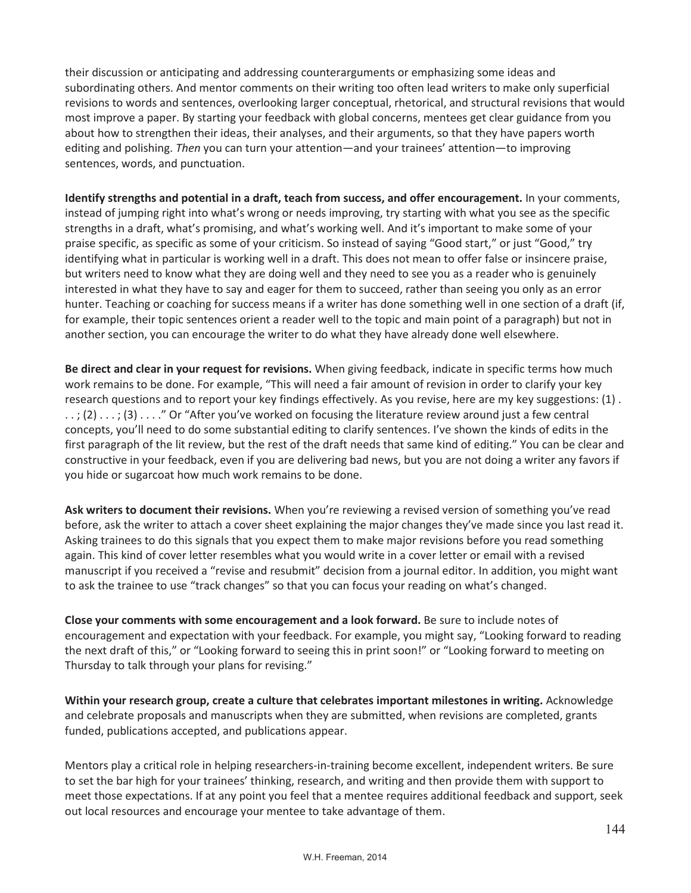their discussion or anticipating and addressing counterarguments or emphasizing some ideas and subordinating others. And mentor comments on their writing too often lead writers to make only superficial revisions to words and sentences, overlooking larger conceptual, rhetorical, and structural revisions that would most improve a paper. By starting your feedback with global concerns, mentees get clear guidance from you about how to strengthen their ideas, their analyses, and their arguments, so that they have papers worth editing and polishing. *Then* you can turn your attention—and your trainees' attention—to improving sentences, words, and punctuation.

**Identify strengths and potential in a draft, teach from success, and offer encouragement.** In your comments, instead of jumping right into what's wrong or needs improving, try starting with what you see as the specific strengths in a draft, what's promising, and what's working well. And it's important to make some of your praise specific, as specific as some of your criticism. So instead of saying "Good start," or just "Good," try identifying what in particular is working well in a draft. This does not mean to offer false or insincere praise, but writers need to know what they are doing well and they need to see you as a reader who is genuinely interested in what they have to say and eager for them to succeed, rather than seeing you only as an error hunter. Teaching or coaching for success means if a writer has done something well in one section of a draft (if, for example, their topic sentences orient a reader well to the topic and main point of a paragraph) but not in another section, you can encourage the writer to do what they have already done well elsewhere.

**Be direct and clear in your request for revisions.** When giving feedback, indicate in specific terms how much work remains to be done. For example, "This will need a fair amount of revision in order to clarify your key research questions and to report your key findings effectively. As you revise, here are my key suggestions: (1) . . . ; (2) . . . ; (3) . . . ." Or "After you've worked on focusing the literature review around just a few central concepts, you'll need to do some substantial editing to clarify sentences. I've shown the kinds of edits in the first paragraph of the lit review, but the rest of the draft needs that same kind of editing." You can be clear and constructive in your feedback, even if you are delivering bad news, but you are not doing a writer any favors if you hide or sugarcoat how much work remains to be done.

**Ask writers to document their revisions.** When you're reviewing a revised version of something you've read before, ask the writer to attach a cover sheet explaining the major changes they've made since you last read it. Asking trainees to do this signals that you expect them to make major revisions before you read something again. This kind of cover letter resembles what you would write in a cover letter or email with a revised manuscript if you received a "revise and resubmit" decision from a journal editor. In addition, you might want to ask the trainee to use "track changes" so that you can focus your reading on what's changed.

**Close your comments with some encouragement and a look forward.** Be sure to include notes of encouragement and expectation with your feedback. For example, you might say, "Looking forward to reading the next draft of this," or "Looking forward to seeing this in print soon!" or "Looking forward to meeting on Thursday to talk through your plans for revising."

**Within your research group, create a culture that celebrates important milestones in writing.** Acknowledge and celebrate proposals and manuscripts when they are submitted, when revisions are completed, grants funded, publications accepted, and publications appear.

Mentors play a critical role in helping researchers-in-training become excellent, independent writers. Be sure to set the bar high for your trainees' thinking, research, and writing and then provide them with support to meet those expectations. If at any point you feel that a mentee requires additional feedback and support, seek out local resources and encourage your mentee to take advantage of them.

W.H. Freeman, 2014